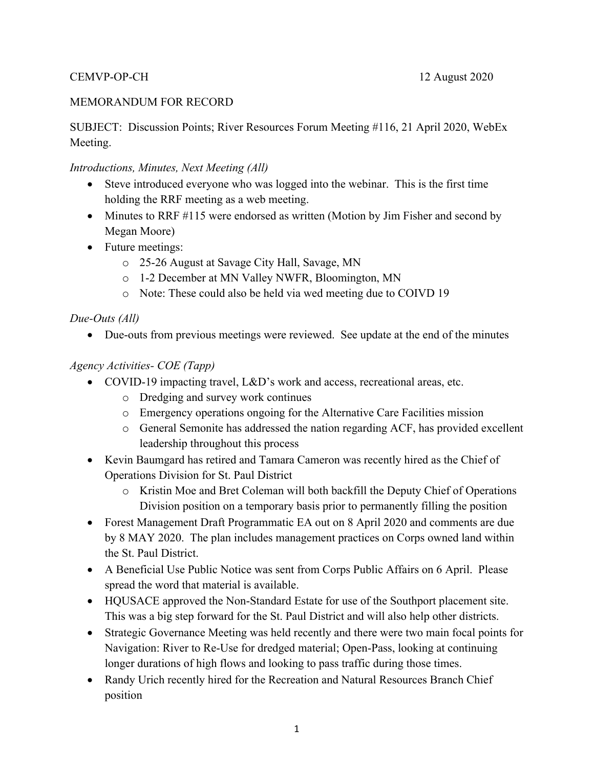CEMVP-OP-CH 12 August 2020

MEMORANDUM FOR RECORD

SUBJECT: Discussion Points; River Resources Forum Meeting #116, 21 April 2020, WebEx Meeting.

*Introductions, Minutes, Next Meeting (All)*

- Steve introduced everyone who was logged into the webinar. This is the first time holding the RRF meeting as a web meeting.
- Minutes to RRF #115 were endorsed as written (Motion by Jim Fisher and second by Megan Moore)
- Future meetings:
  - 25-26 August at Savage City Hall, Savage, MN
  - 1-2 December at MN Valley NWFR, Bloomington, MN
  - Note: These could also be held via wed meeting due to COIVD 19

*Due-Outs (All)*

- Due-outs from previous meetings were reviewed. See update at the end of the minutes

*Agency Activities- COE (Tapp)*

- COVID-19 impacting travel, L&D's work and access, recreational areas, etc.
  - Dredging and survey work continues
  - Emergency operations ongoing for the Alternative Care Facilities mission
  - General Semonite has addressed the nation regarding ACF, has provided excellent leadership throughout this process
- Kevin Baumgard has retired and Tamara Cameron was recently hired as the Chief of Operations Division for St. Paul District
  - Kristin Moe and Bret Coleman will both backfill the Deputy Chief of Operations Division position on a temporary basis prior to permanently filling the position
- Forest Management Draft Programmatic EA out on 8 April 2020 and comments are due by 8 MAY 2020. The plan includes management practices on Corps owned land within the St. Paul District.
- A Beneficial Use Public Notice was sent from Corps Public Affairs on 6 April. Please spread the word that material is available.
- HQUSACE approved the Non-Standard Estate for use of the Southport placement site. This was a big step forward for the St. Paul District and will also help other districts.
- Strategic Governance Meeting was held recently and there were two main focal points for Navigation: River to Re-Use for dredged material; Open-Pass, looking at continuing longer durations of high flows and looking to pass traffic during those times.
- Randy Urich recently hired for the Recreation and Natural Resources Branch Chief position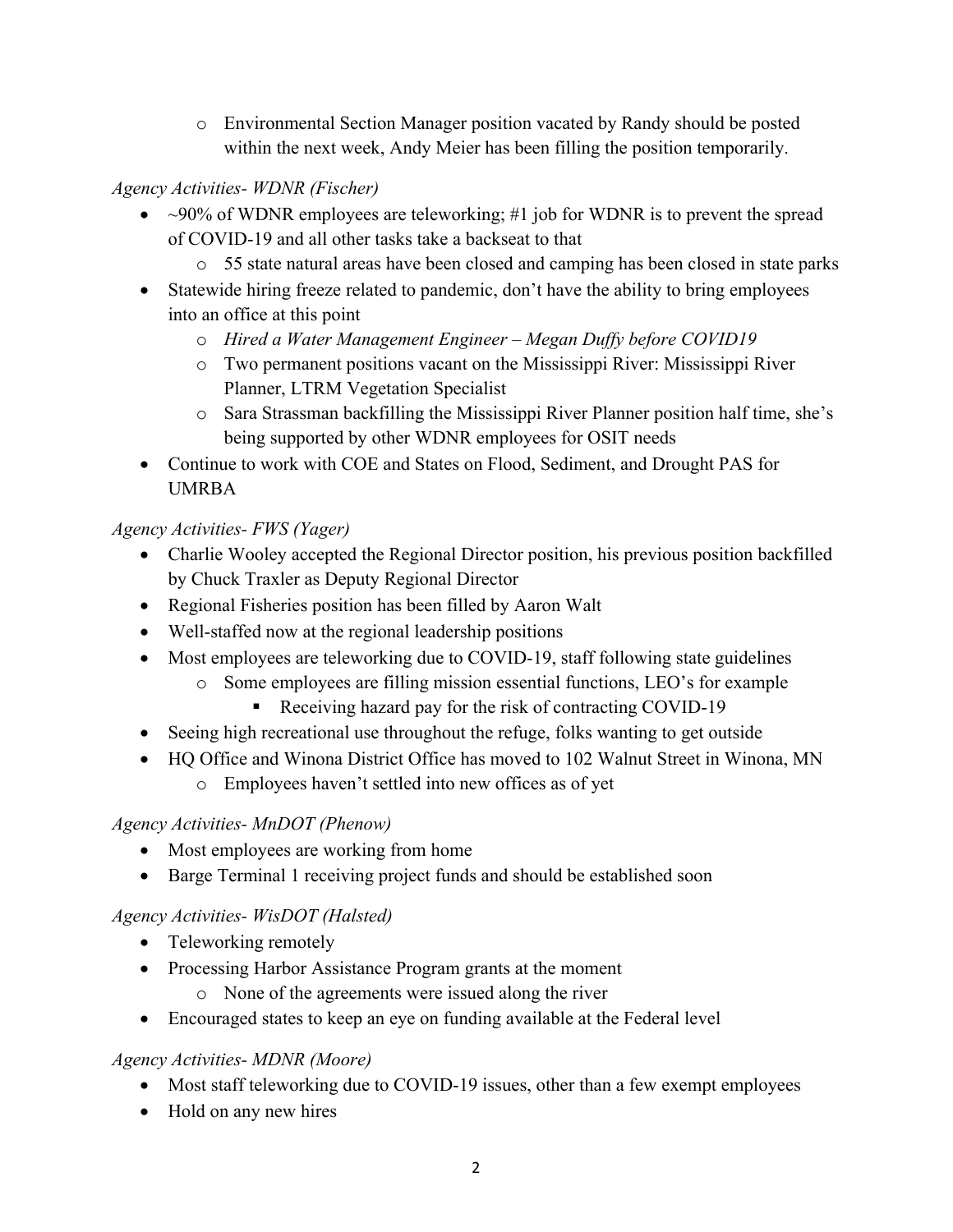- Environmental Section Manager position vacated by Randy should be posted within the next week, Andy Meier has been filling the position temporarily.

*Agency Activities- WDNR (Fischer)*

- ~90% of WDNR employees are teleworking; #1 job for WDNR is to prevent the spread of COVID-19 and all other tasks take a backseat to that
    - 55 state natural areas have been closed and camping has been closed in state parks
- Statewide hiring freeze related to pandemic, don't have the ability to bring employees into an office at this point
    - *Hired a Water Management Engineer – Megan Duffy before COVID19*
    - Two permanent positions vacant on the Mississippi River: Mississippi River Planner, LTRM Vegetation Specialist
    - Sara Strassman backfilling the Mississippi River Planner position half time, she's being supported by other WDNR employees for OSIT needs
- Continue to work with COE and States on Flood, Sediment, and Drought PAS for UMRBA

*Agency Activities- FWS (Yager)*

- Charlie Wooley accepted the Regional Director position, his previous position backfilled by Chuck Traxler as Deputy Regional Director
- Regional Fisheries position has been filled by Aaron Walt
- Well-staffed now at the regional leadership positions
- Most employees are teleworking due to COVID-19, staff following state guidelines
    - Some employees are filling mission essential functions, LEO's for example
        - Receiving hazard pay for the risk of contracting COVID-19
- Seeing high recreational use throughout the refuge, folks wanting to get outside
- HQ Office and Winona District Office has moved to 102 Walnut Street in Winona, MN
    - Employees haven't settled into new offices as of yet

*Agency Activities- MnDOT (Phenow)*

- Most employees are working from home
- Barge Terminal 1 receiving project funds and should be established soon

*Agency Activities- WisDOT (Halsted)*

- Teleworking remotely
- Processing Harbor Assistance Program grants at the moment
    - None of the agreements were issued along the river
- Encouraged states to keep an eye on funding available at the Federal level

*Agency Activities- MDNR (Moore)*

- Most staff teleworking due to COVID-19 issues, other than a few exempt employees
- Hold on any new hires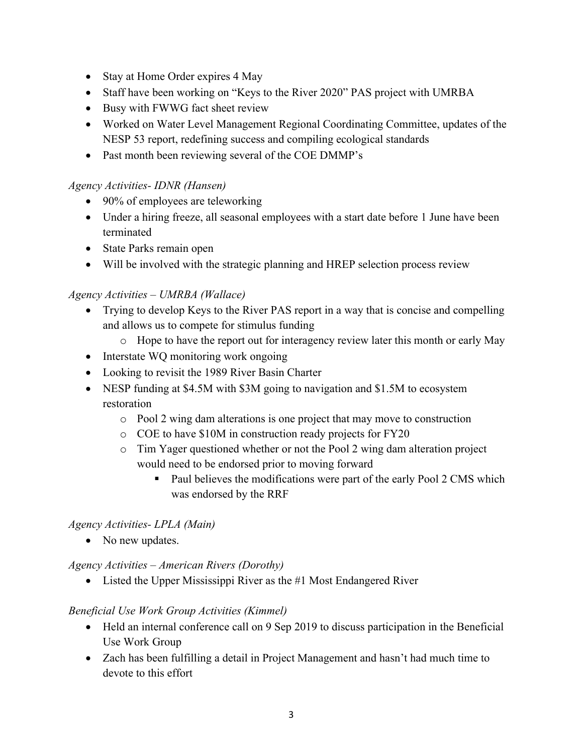- Stay at Home Order expires 4 May
- Staff have been working on "Keys to the River 2020" PAS project with UMRBA
- Busy with FWWG fact sheet review
- Worked on Water Level Management Regional Coordinating Committee, updates of the NESP 53 report, redefining success and compiling ecological standards
- Past month been reviewing several of the COE DMMP's

*Agency Activities- IDNR (Hansen)*

- 90% of employees are teleworking
- Under a hiring freeze, all seasonal employees with a start date before 1 June have been terminated
- State Parks remain open
- Will be involved with the strategic planning and HREP selection process review

*Agency Activities – UMRBA (Wallace)*

- Trying to develop Keys to the River PAS report in a way that is concise and compelling and allows us to compete for stimulus funding
    - Hope to have the report out for interagency review later this month or early May
- Interstate WQ monitoring work ongoing
- Looking to revisit the 1989 River Basin Charter
- NESP funding at $4.5M with $3M going to navigation and $1.5M to ecosystem restoration
    - Pool 2 wing dam alterations is one project that may move to construction
    - COE to have $10M in construction ready projects for FY20
    - Tim Yager questioned whether or not the Pool 2 wing dam alteration project would need to be endorsed prior to moving forward
        - Paul believes the modifications were part of the early Pool 2 CMS which was endorsed by the RRF

*Agency Activities- LPLA (Main)*

- No new updates.

*Agency Activities – American Rivers (Dorothy)*

- Listed the Upper Mississippi River as the #1 Most Endangered River

*Beneficial Use Work Group Activities (Kimmel)*

- Held an internal conference call on 9 Sep 2019 to discuss participation in the Beneficial Use Work Group
- Zach has been fulfilling a detail in Project Management and hasn't had much time to devote to this effort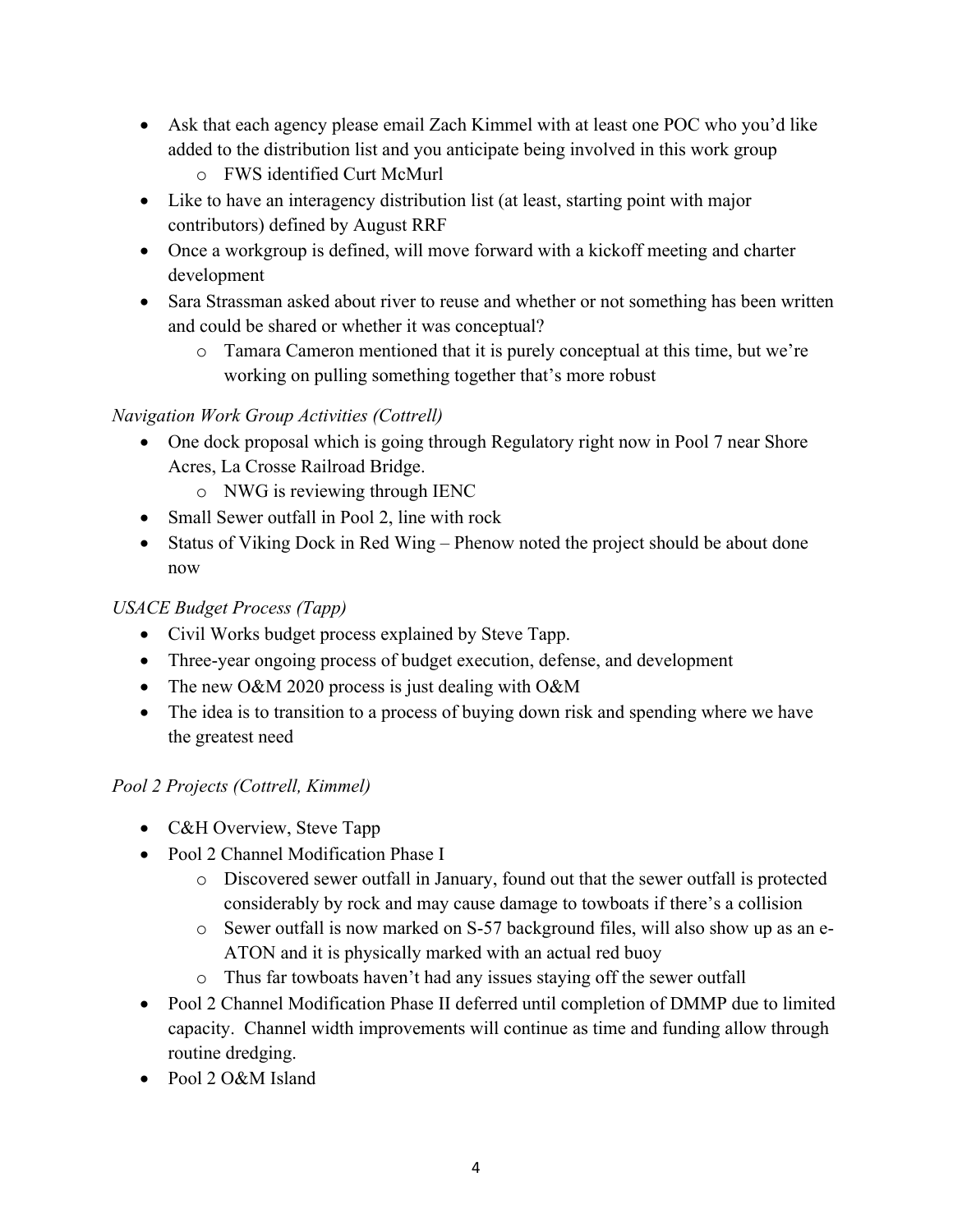- Ask that each agency please email Zach Kimmel with at least one POC who you'd like added to the distribution list and you anticipate being involved in this work group
    - FWS identified Curt McMurl
- Like to have an interagency distribution list (at least, starting point with major contributors) defined by August RRF
- Once a workgroup is defined, will move forward with a kickoff meeting and charter development
- Sara Strassman asked about river to reuse and whether or not something has been written and could be shared or whether it was conceptual?
    - Tamara Cameron mentioned that it is purely conceptual at this time, but we're working on pulling something together that's more robust

*Navigation Work Group Activities (Cottrell)*

- One dock proposal which is going through Regulatory right now in Pool 7 near Shore Acres, La Crosse Railroad Bridge.
    - NWG is reviewing through IENC
- Small Sewer outfall in Pool 2, line with rock
- Status of Viking Dock in Red Wing – Phenow noted the project should be about done now

*USACE Budget Process (Tapp)*

- Civil Works budget process explained by Steve Tapp.
- Three-year ongoing process of budget execution, defense, and development
- The new O&M 2020 process is just dealing with O&M
- The idea is to transition to a process of buying down risk and spending where we have the greatest need

*Pool 2 Projects (Cottrell, Kimmel)*

- C&H Overview, Steve Tapp
- Pool 2 Channel Modification Phase I
    - Discovered sewer outfall in January, found out that the sewer outfall is protected considerably by rock and may cause damage to towboats if there's a collision
    - Sewer outfall is now marked on S-57 background files, will also show up as an e-ATON and it is physically marked with an actual red buoy
    - Thus far towboats haven't had any issues staying off the sewer outfall
- Pool 2 Channel Modification Phase II deferred until completion of DMMP due to limited capacity. Channel width improvements will continue as time and funding allow through routine dredging.
- Pool 2 O&M Island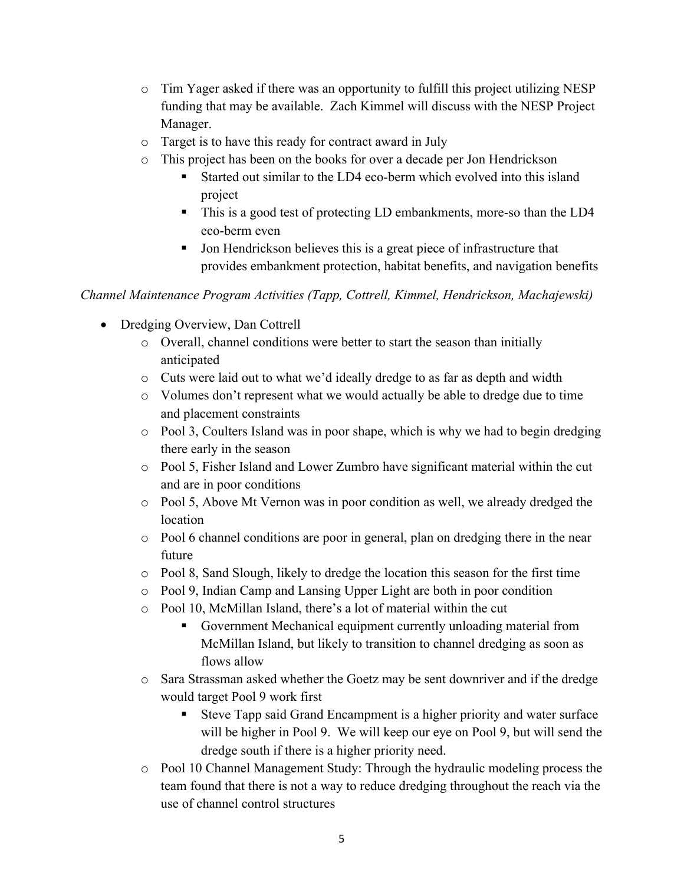- Tim Yager asked if there was an opportunity to fulfill this project utilizing NESP funding that may be available. Zach Kimmel will discuss with the NESP Project Manager.
  - Target is to have this ready for contract award in July
  - This project has been on the books for over a decade per Jon Hendrickson
    - Started out similar to the LD4 eco-berm which evolved into this island project
    - This is a good test of protecting LD embankments, more-so than the LD4 eco-berm even
    - Jon Hendrickson believes this is a great piece of infrastructure that provides embankment protection, habitat benefits, and navigation benefits

*Channel Maintenance Program Activities (Tapp, Cottrell, Kimmel, Hendrickson, Machajewski)*

- Dredging Overview, Dan Cottrell
  - Overall, channel conditions were better to start the season than initially anticipated
  - Cuts were laid out to what we'd ideally dredge to as far as depth and width
  - Volumes don't represent what we would actually be able to dredge due to time and placement constraints
  - Pool 3, Coulters Island was in poor shape, which is why we had to begin dredging there early in the season
  - Pool 5, Fisher Island and Lower Zumbro have significant material within the cut and are in poor conditions
  - Pool 5, Above Mt Vernon was in poor condition as well, we already dredged the location
  - Pool 6 channel conditions are poor in general, plan on dredging there in the near future
  - Pool 8, Sand Slough, likely to dredge the location this season for the first time
  - Pool 9, Indian Camp and Lansing Upper Light are both in poor condition
  - Pool 10, McMillan Island, there's a lot of material within the cut
    - Government Mechanical equipment currently unloading material from McMillan Island, but likely to transition to channel dredging as soon as flows allow
  - Sara Strassman asked whether the Goetz may be sent downriver and if the dredge would target Pool 9 work first
    - Steve Tapp said Grand Encampment is a higher priority and water surface will be higher in Pool 9. We will keep our eye on Pool 9, but will send the dredge south if there is a higher priority need.
  - Pool 10 Channel Management Study: Through the hydraulic modeling process the team found that there is not a way to reduce dredging throughout the reach via the use of channel control structures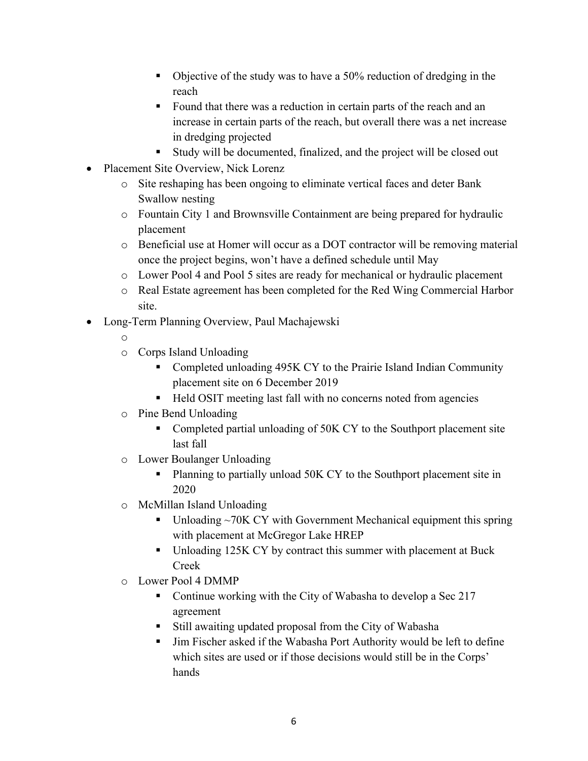- Objective of the study was to have a 50% reduction of dredging in the reach
        - Found that there was a reduction in certain parts of the reach and an increase in certain parts of the reach, but overall there was a net increase in dredging projected
        - Study will be documented, finalized, and the project will be closed out

- Placement Site Overview, Nick Lorenz
    - Site reshaping has been ongoing to eliminate vertical faces and deter Bank Swallow nesting
    - Fountain City 1 and Brownsville Containment are being prepared for hydraulic placement
    - Beneficial use at Homer will occur as a DOT contractor will be removing material once the project begins, won't have a defined schedule until May
    - Lower Pool 4 and Pool 5 sites are ready for mechanical or hydraulic placement
    - Real Estate agreement has been completed for the Red Wing Commercial Harbor site.
- Long-Term Planning Overview, Paul Machajewski
    - 
    - Corps Island Unloading
        - Completed unloading 495K CY to the Prairie Island Indian Community placement site on 6 December 2019
        - Held OSIT meeting last fall with no concerns noted from agencies
    - Pine Bend Unloading
        - Completed partial unloading of 50K CY to the Southport placement site last fall
    - Lower Boulanger Unloading
        - Planning to partially unload 50K CY to the Southport placement site in 2020
    - McMillan Island Unloading
        - Unloading ~70K CY with Government Mechanical equipment this spring with placement at McGregor Lake HREP
        - Unloading 125K CY by contract this summer with placement at Buck Creek
    - Lower Pool 4 DMMP
        - Continue working with the City of Wabasha to develop a Sec 217 agreement
        - Still awaiting updated proposal from the City of Wabasha
        - Jim Fischer asked if the Wabasha Port Authority would be left to define which sites are used or if those decisions would still be in the Corps' hands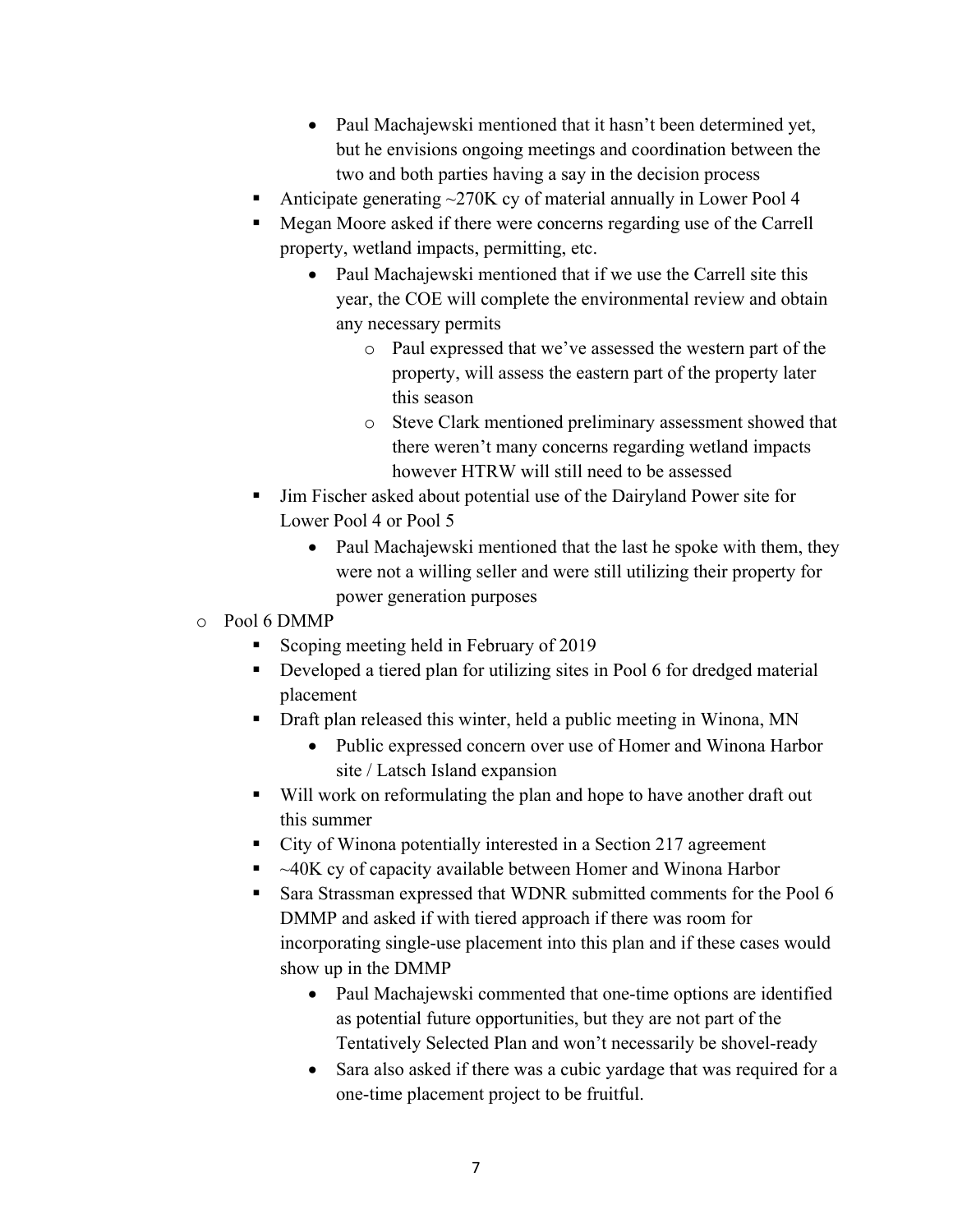- Paul Machajewski mentioned that it hasn't been determined yet, but he envisions ongoing meetings and coordination between the two and both parties having a say in the decision process
        - Anticipate generating ~270K cy of material annually in Lower Pool 4
        - Megan Moore asked if there were concerns regarding use of the Carrell property, wetland impacts, permitting, etc.
            - Paul Machajewski mentioned that if we use the Carrell site this year, the COE will complete the environmental review and obtain any necessary permits
                - Paul expressed that we've assessed the western part of the property, will assess the eastern part of the property later this season
                - Steve Clark mentioned preliminary assessment showed that there weren't many concerns regarding wetland impacts however HTRW will still need to be assessed
        - Jim Fischer asked about potential use of the Dairyland Power site for Lower Pool 4 or Pool 5
            - Paul Machajewski mentioned that the last he spoke with them, they were not a willing seller and were still utilizing their property for power generation purposes
    - Pool 6 DMMP
        - Scoping meeting held in February of 2019
        - Developed a tiered plan for utilizing sites in Pool 6 for dredged material placement
        - Draft plan released this winter, held a public meeting in Winona, MN
            - Public expressed concern over use of Homer and Winona Harbor site / Latsch Island expansion
        - Will work on reformulating the plan and hope to have another draft out this summer
        - City of Winona potentially interested in a Section 217 agreement
        - ~40K cy of capacity available between Homer and Winona Harbor
        - Sara Strassman expressed that WDNR submitted comments for the Pool 6 DMMP and asked if with tiered approach if there was room for incorporating single-use placement into this plan and if these cases would show up in the DMMP
            - Paul Machajewski commented that one-time options are identified as potential future opportunities, but they are not part of the Tentatively Selected Plan and won't necessarily be shovel-ready
            - Sara also asked if there was a cubic yardage that was required for a one-time placement project to be fruitful.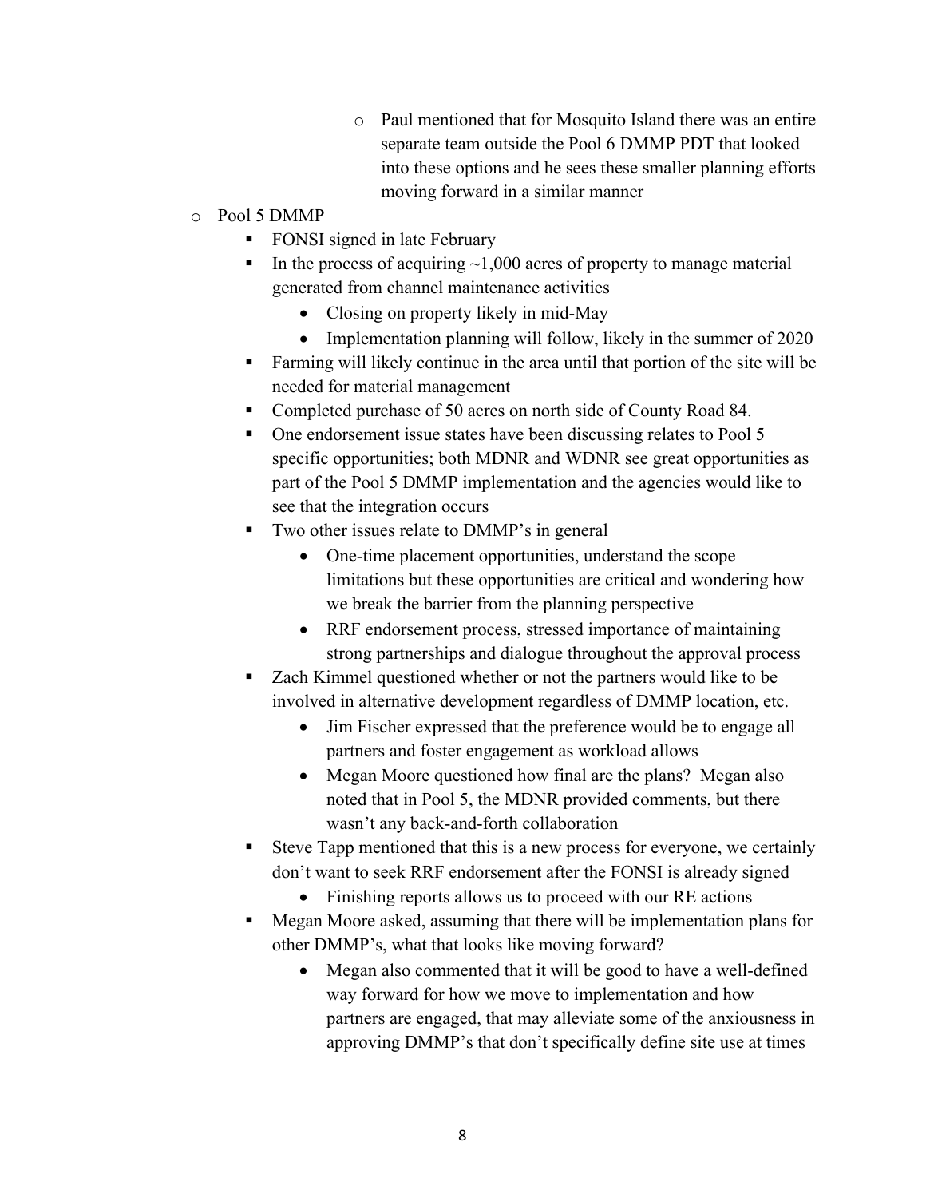- Paul mentioned that for Mosquito Island there was an entire separate team outside the Pool 6 DMMP PDT that looked into these options and he sees these smaller planning efforts moving forward in a similar manner

- Pool 5 DMMP
    - FONSI signed in late February
    - In the process of acquiring ~1,000 acres of property to manage material generated from channel maintenance activities
        - Closing on property likely in mid-May
        - Implementation planning will follow, likely in the summer of 2020
    - Farming will likely continue in the area until that portion of the site will be needed for material management
    - Completed purchase of 50 acres on north side of County Road 84.
    - One endorsement issue states have been discussing relates to Pool 5 specific opportunities; both MDNR and WDNR see great opportunities as part of the Pool 5 DMMP implementation and the agencies would like to see that the integration occurs
    - Two other issues relate to DMMP's in general
        - One-time placement opportunities, understand the scope limitations but these opportunities are critical and wondering how we break the barrier from the planning perspective
        - RRF endorsement process, stressed importance of maintaining strong partnerships and dialogue throughout the approval process
    - Zach Kimmel questioned whether or not the partners would like to be involved in alternative development regardless of DMMP location, etc.
        - Jim Fischer expressed that the preference would be to engage all partners and foster engagement as workload allows
        - Megan Moore questioned how final are the plans? Megan also noted that in Pool 5, the MDNR provided comments, but there wasn't any back-and-forth collaboration
    - Steve Tapp mentioned that this is a new process for everyone, we certainly don't want to seek RRF endorsement after the FONSI is already signed
        - Finishing reports allows us to proceed with our RE actions
    - Megan Moore asked, assuming that there will be implementation plans for other DMMP's, what that looks like moving forward?
        - Megan also commented that it will be good to have a well-defined way forward for how we move to implementation and how partners are engaged, that may alleviate some of the anxiousness in approving DMMP's that don't specifically define site use at times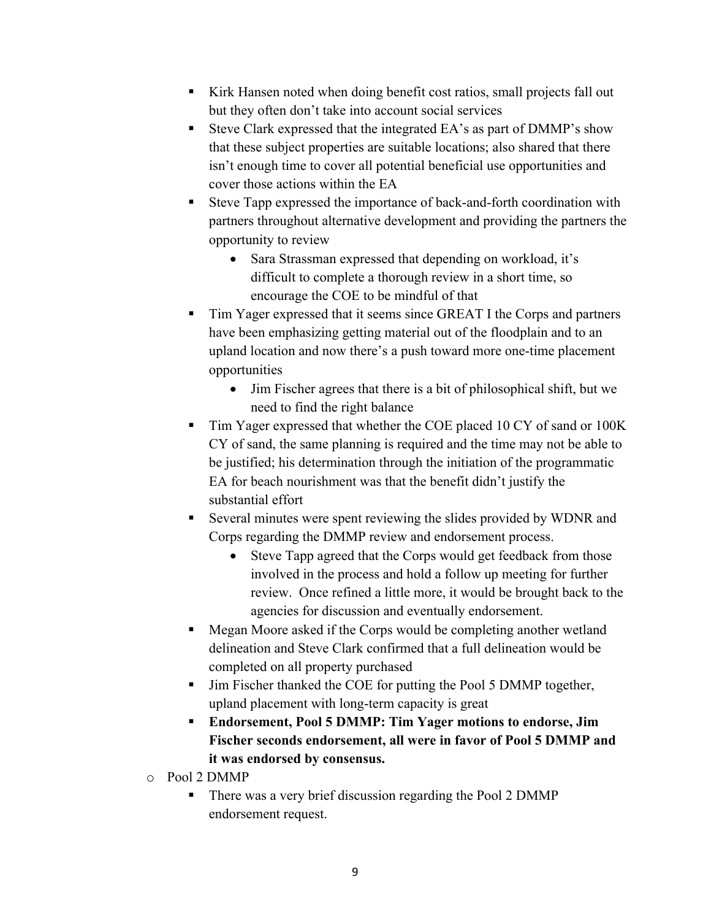- Kirk Hansen noted when doing benefit cost ratios, small projects fall out but they often don't take into account social services
- Steve Clark expressed that the integrated EA's as part of DMMP's show that these subject properties are suitable locations; also shared that there isn't enough time to cover all potential beneficial use opportunities and cover those actions within the EA
- Steve Tapp expressed the importance of back-and-forth coordination with partners throughout alternative development and providing the partners the opportunity to review
    - Sara Strassman expressed that depending on workload, it's difficult to complete a thorough review in a short time, so encourage the COE to be mindful of that
- Tim Yager expressed that it seems since GREAT I the Corps and partners have been emphasizing getting material out of the floodplain and to an upland location and now there's a push toward more one-time placement opportunities
    - Jim Fischer agrees that there is a bit of philosophical shift, but we need to find the right balance
- Tim Yager expressed that whether the COE placed 10 CY of sand or 100K CY of sand, the same planning is required and the time may not be able to be justified; his determination through the initiation of the programmatic EA for beach nourishment was that the benefit didn't justify the substantial effort
- Several minutes were spent reviewing the slides provided by WDNR and Corps regarding the DMMP review and endorsement process.
    - Steve Tapp agreed that the Corps would get feedback from those involved in the process and hold a follow up meeting for further review. Once refined a little more, it would be brought back to the agencies for discussion and eventually endorsement.
- Megan Moore asked if the Corps would be completing another wetland delineation and Steve Clark confirmed that a full delineation would be completed on all property purchased
- Jim Fischer thanked the COE for putting the Pool 5 DMMP together, upland placement with long-term capacity is great
- **Endorsement, Pool 5 DMMP: Tim Yager motions to endorse, Jim Fischer seconds endorsement, all were in favor of Pool 5 DMMP and it was endorsed by consensus.**

- Pool 2 DMMP
    - There was a very brief discussion regarding the Pool 2 DMMP endorsement request.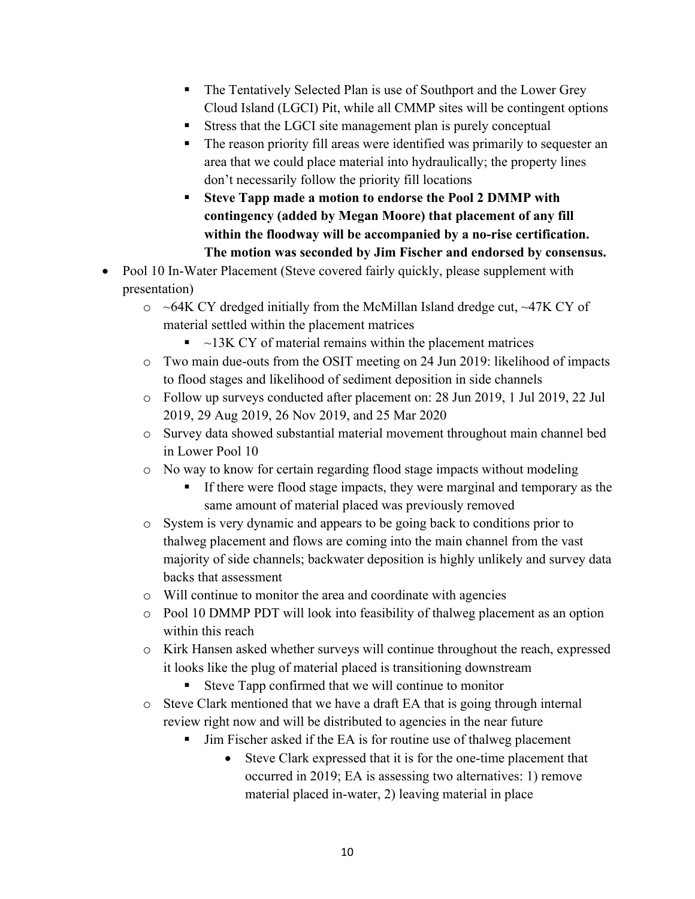- The Tentatively Selected Plan is use of Southport and the Lower Grey Cloud Island (LGCI) Pit, while all CMMP sites will be contingent options
        - Stress that the LGCI site management plan is purely conceptual
        - The reason priority fill areas were identified was primarily to sequester an area that we could place material into hydraulically; the property lines don't necessarily follow the priority fill locations
        - **Steve Tapp made a motion to endorse the Pool 2 DMMP with contingency (added by Megan Moore) that placement of any fill within the floodway will be accompanied by a no-rise certification. The motion was seconded by Jim Fischer and endorsed by consensus.**
- Pool 10 In-Water Placement (Steve covered fairly quickly, please supplement with presentation)
    - ~64K CY dredged initially from the McMillan Island dredge cut, ~47K CY of material settled within the placement matrices
        - ~13K CY of material remains within the placement matrices
    - Two main due-outs from the OSIT meeting on 24 Jun 2019: likelihood of impacts to flood stages and likelihood of sediment deposition in side channels
    - Follow up surveys conducted after placement on: 28 Jun 2019, 1 Jul 2019, 22 Jul 2019, 29 Aug 2019, 26 Nov 2019, and 25 Mar 2020
    - Survey data showed substantial material movement throughout main channel bed in Lower Pool 10
    - No way to know for certain regarding flood stage impacts without modeling
        - If there were flood stage impacts, they were marginal and temporary as the same amount of material placed was previously removed
    - System is very dynamic and appears to be going back to conditions prior to thalweg placement and flows are coming into the main channel from the vast majority of side channels; backwater deposition is highly unlikely and survey data backs that assessment
    - Will continue to monitor the area and coordinate with agencies
    - Pool 10 DMMP PDT will look into feasibility of thalweg placement as an option within this reach
    - Kirk Hansen asked whether surveys will continue throughout the reach, expressed it looks like the plug of material placed is transitioning downstream
        - Steve Tapp confirmed that we will continue to monitor
    - Steve Clark mentioned that we have a draft EA that is going through internal review right now and will be distributed to agencies in the near future
        - Jim Fischer asked if the EA is for routine use of thalweg placement
            - Steve Clark expressed that it is for the one-time placement that occurred in 2019; EA is assessing two alternatives: 1) remove material placed in-water, 2) leaving material in place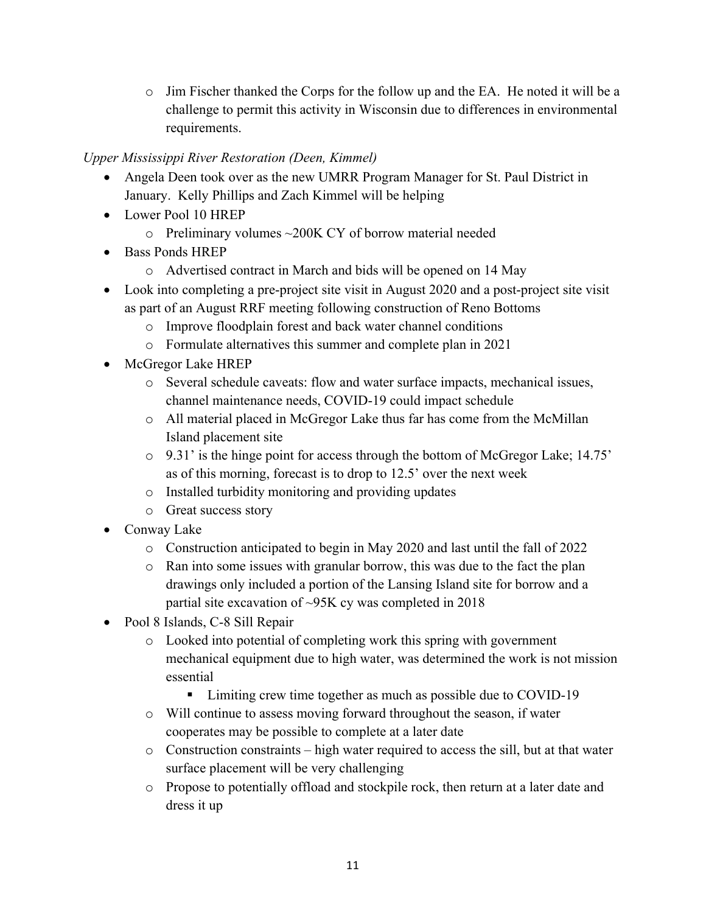- Jim Fischer thanked the Corps for the follow up and the EA. He noted it will be a challenge to permit this activity in Wisconsin due to differences in environmental requirements.

*Upper Mississippi River Restoration (Deen, Kimmel)*

- Angela Deen took over as the new UMRR Program Manager for St. Paul District in January. Kelly Phillips and Zach Kimmel will be helping
- Lower Pool 10 HREP
  - Preliminary volumes ~200K CY of borrow material needed
- Bass Ponds HREP
  - Advertised contract in March and bids will be opened on 14 May
- Look into completing a pre-project site visit in August 2020 and a post-project site visit as part of an August RRF meeting following construction of Reno Bottoms
  - Improve floodplain forest and back water channel conditions
  - Formulate alternatives this summer and complete plan in 2021
- McGregor Lake HREP
  - Several schedule caveats: flow and water surface impacts, mechanical issues, channel maintenance needs, COVID-19 could impact schedule
  - All material placed in McGregor Lake thus far has come from the McMillan Island placement site
  - 9.31' is the hinge point for access through the bottom of McGregor Lake; 14.75' as of this morning, forecast is to drop to 12.5' over the next week
  - Installed turbidity monitoring and providing updates
  - Great success story
- Conway Lake
  - Construction anticipated to begin in May 2020 and last until the fall of 2022
  - Ran into some issues with granular borrow, this was due to the fact the plan drawings only included a portion of the Lansing Island site for borrow and a partial site excavation of ~95K cy was completed in 2018
- Pool 8 Islands, C-8 Sill Repair
  - Looked into potential of completing work this spring with government mechanical equipment due to high water, was determined the work is not mission essential
    - Limiting crew time together as much as possible due to COVID-19
  - Will continue to assess moving forward throughout the season, if water cooperates may be possible to complete at a later date
  - Construction constraints – high water required to access the sill, but at that water surface placement will be very challenging
  - Propose to potentially offload and stockpile rock, then return at a later date and dress it up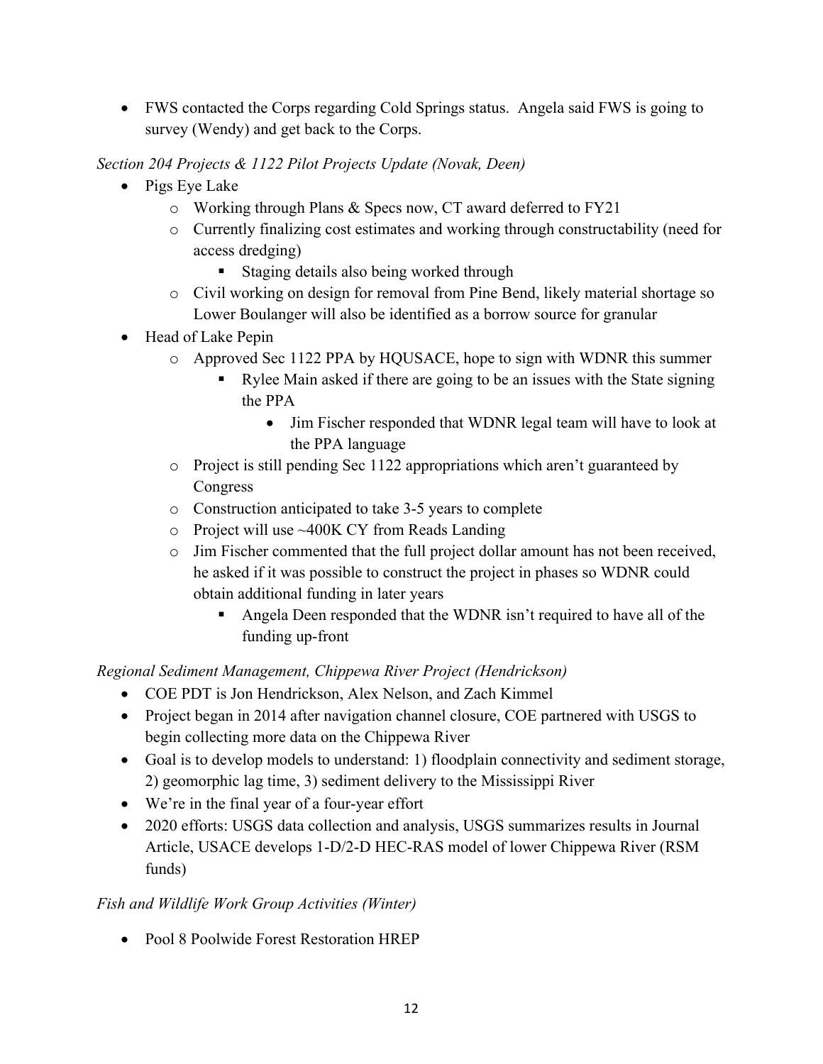- FWS contacted the Corps regarding Cold Springs status. Angela said FWS is going to survey (Wendy) and get back to the Corps.

*Section 204 Projects & 1122 Pilot Projects Update (Novak, Deen)*

- Pigs Eye Lake
  - Working through Plans & Specs now, CT award deferred to FY21
  - Currently finalizing cost estimates and working through constructability (need for access dredging)
    - Staging details also being worked through
  - Civil working on design for removal from Pine Bend, likely material shortage so Lower Boulanger will also be identified as a borrow source for granular
- Head of Lake Pepin
  - Approved Sec 1122 PPA by HQUSACE, hope to sign with WDNR this summer
    - Rylee Main asked if there are going to be an issues with the State signing the PPA
      - Jim Fischer responded that WDNR legal team will have to look at the PPA language
  - Project is still pending Sec 1122 appropriations which aren't guaranteed by Congress
  - Construction anticipated to take 3-5 years to complete
  - Project will use ~400K CY from Reads Landing
  - Jim Fischer commented that the full project dollar amount has not been received, he asked if it was possible to construct the project in phases so WDNR could obtain additional funding in later years
    - Angela Deen responded that the WDNR isn't required to have all of the funding up-front

*Regional Sediment Management, Chippewa River Project (Hendrickson)*

- COE PDT is Jon Hendrickson, Alex Nelson, and Zach Kimmel
- Project began in 2014 after navigation channel closure, COE partnered with USGS to begin collecting more data on the Chippewa River
- Goal is to develop models to understand: 1) floodplain connectivity and sediment storage, 2) geomorphic lag time, 3) sediment delivery to the Mississippi River
- We're in the final year of a four-year effort
- 2020 efforts: USGS data collection and analysis, USGS summarizes results in Journal Article, USACE develops 1-D/2-D HEC-RAS model of lower Chippewa River (RSM funds)

*Fish and Wildlife Work Group Activities (Winter)*

- Pool 8 Poolwide Forest Restoration HREP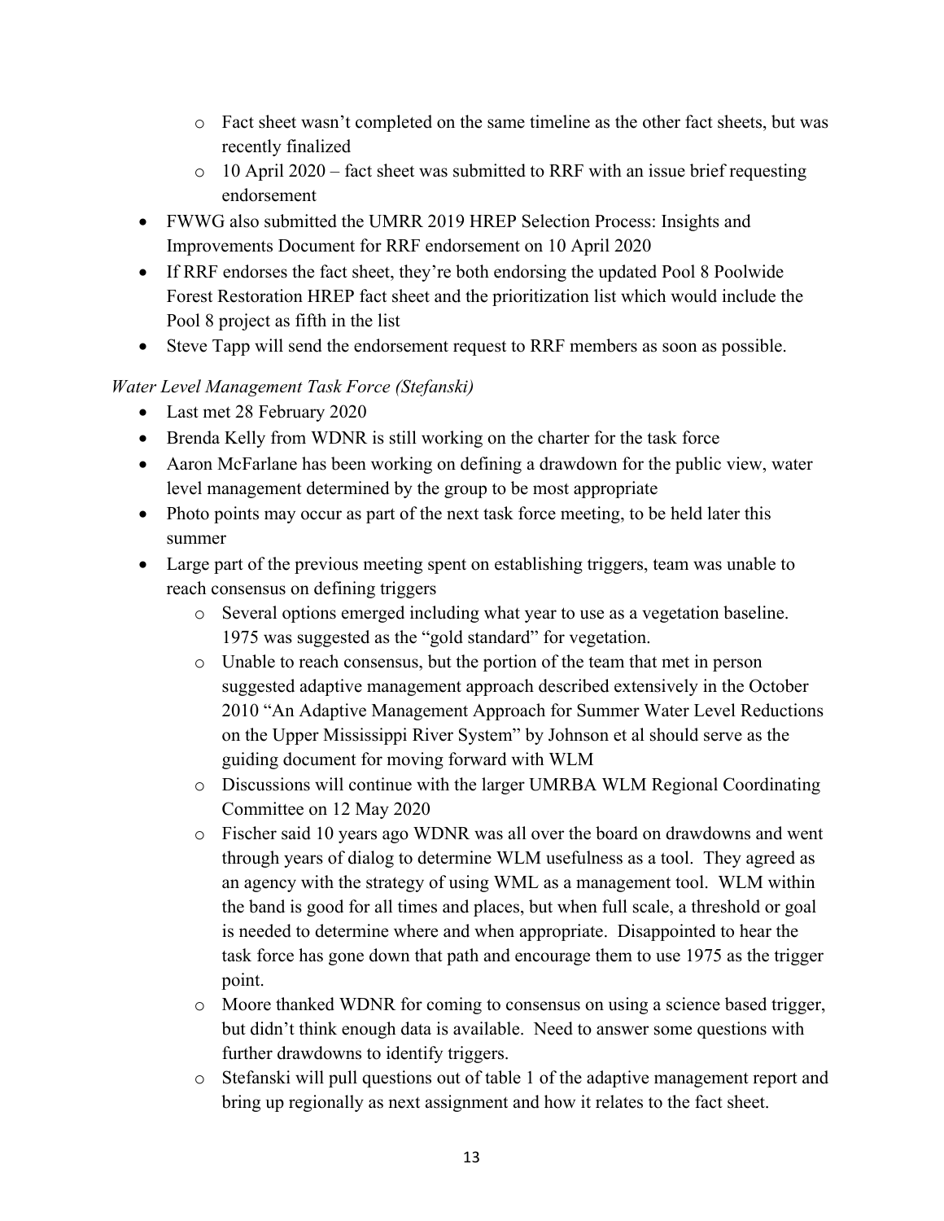- Fact sheet wasn't completed on the same timeline as the other fact sheets, but was recently finalized
  - 10 April 2020 – fact sheet was submitted to RRF with an issue brief requesting endorsement
- FWWG also submitted the UMRR 2019 HREP Selection Process: Insights and Improvements Document for RRF endorsement on 10 April 2020
- If RRF endorses the fact sheet, they're both endorsing the updated Pool 8 Poolwide Forest Restoration HREP fact sheet and the prioritization list which would include the Pool 8 project as fifth in the list
- Steve Tapp will send the endorsement request to RRF members as soon as possible.

*Water Level Management Task Force (Stefanski)*

- Last met 28 February 2020
- Brenda Kelly from WDNR is still working on the charter for the task force
- Aaron McFarlane has been working on defining a drawdown for the public view, water level management determined by the group to be most appropriate
- Photo points may occur as part of the next task force meeting, to be held later this summer
- Large part of the previous meeting spent on establishing triggers, team was unable to reach consensus on defining triggers
  - Several options emerged including what year to use as a vegetation baseline. 1975 was suggested as the "gold standard" for vegetation.
  - Unable to reach consensus, but the portion of the team that met in person suggested adaptive management approach described extensively in the October 2010 "An Adaptive Management Approach for Summer Water Level Reductions on the Upper Mississippi River System" by Johnson et al should serve as the guiding document for moving forward with WLM
  - Discussions will continue with the larger UMRBA WLM Regional Coordinating Committee on 12 May 2020
  - Fischer said 10 years ago WDNR was all over the board on drawdowns and went through years of dialog to determine WLM usefulness as a tool. They agreed as an agency with the strategy of using WML as a management tool. WLM within the band is good for all times and places, but when full scale, a threshold or goal is needed to determine where and when appropriate. Disappointed to hear the task force has gone down that path and encourage them to use 1975 as the trigger point.
  - Moore thanked WDNR for coming to consensus on using a science based trigger, but didn't think enough data is available. Need to answer some questions with further drawdowns to identify triggers.
  - Stefanski will pull questions out of table 1 of the adaptive management report and bring up regionally as next assignment and how it relates to the fact sheet.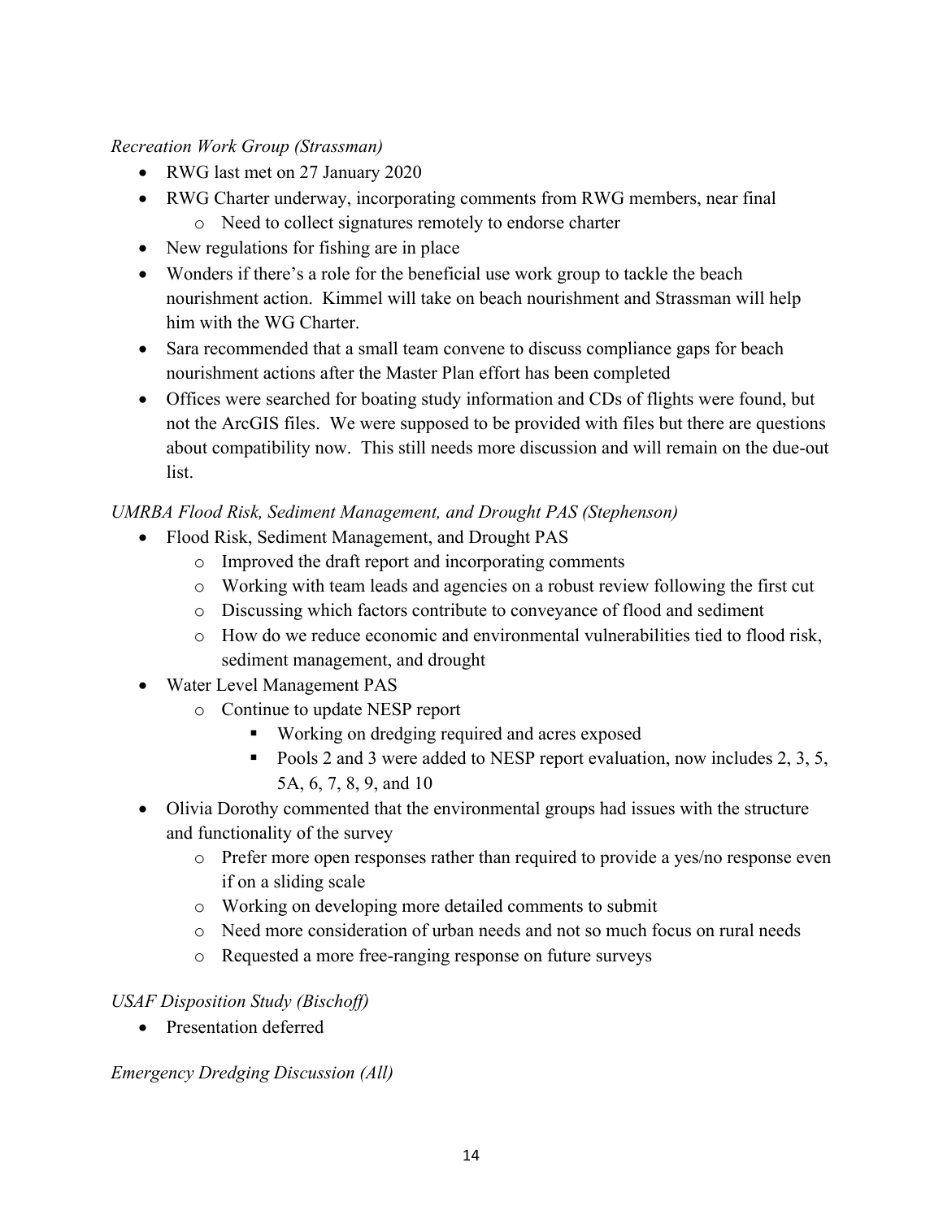*Recreation Work Group (Strassman)*

- RWG last met on 27 January 2020
- RWG Charter underway, incorporating comments from RWG members, near final
  - Need to collect signatures remotely to endorse charter
- New regulations for fishing are in place
- Wonders if there's a role for the beneficial use work group to tackle the beach nourishment action. Kimmel will take on beach nourishment and Strassman will help him with the WG Charter.
- Sara recommended that a small team convene to discuss compliance gaps for beach nourishment actions after the Master Plan effort has been completed
- Offices were searched for boating study information and CDs of flights were found, but not the ArcGIS files. We were supposed to be provided with files but there are questions about compatibility now. This still needs more discussion and will remain on the due-out list.

*UMRBA Flood Risk, Sediment Management, and Drought PAS (Stephenson)*

- Flood Risk, Sediment Management, and Drought PAS
  - Improved the draft report and incorporating comments
  - Working with team leads and agencies on a robust review following the first cut
  - Discussing which factors contribute to conveyance of flood and sediment
  - How do we reduce economic and environmental vulnerabilities tied to flood risk, sediment management, and drought
- Water Level Management PAS
  - Continue to update NESP report
    - Working on dredging required and acres exposed
    - Pools 2 and 3 were added to NESP report evaluation, now includes 2, 3, 5, 5A, 6, 7, 8, 9, and 10
- Olivia Dorothy commented that the environmental groups had issues with the structure and functionality of the survey
  - Prefer more open responses rather than required to provide a yes/no response even if on a sliding scale
  - Working on developing more detailed comments to submit
  - Need more consideration of urban needs and not so much focus on rural needs
  - Requested a more free-ranging response on future surveys

*USAF Disposition Study (Bischoff)*

- Presentation deferred

*Emergency Dredging Discussion (All)*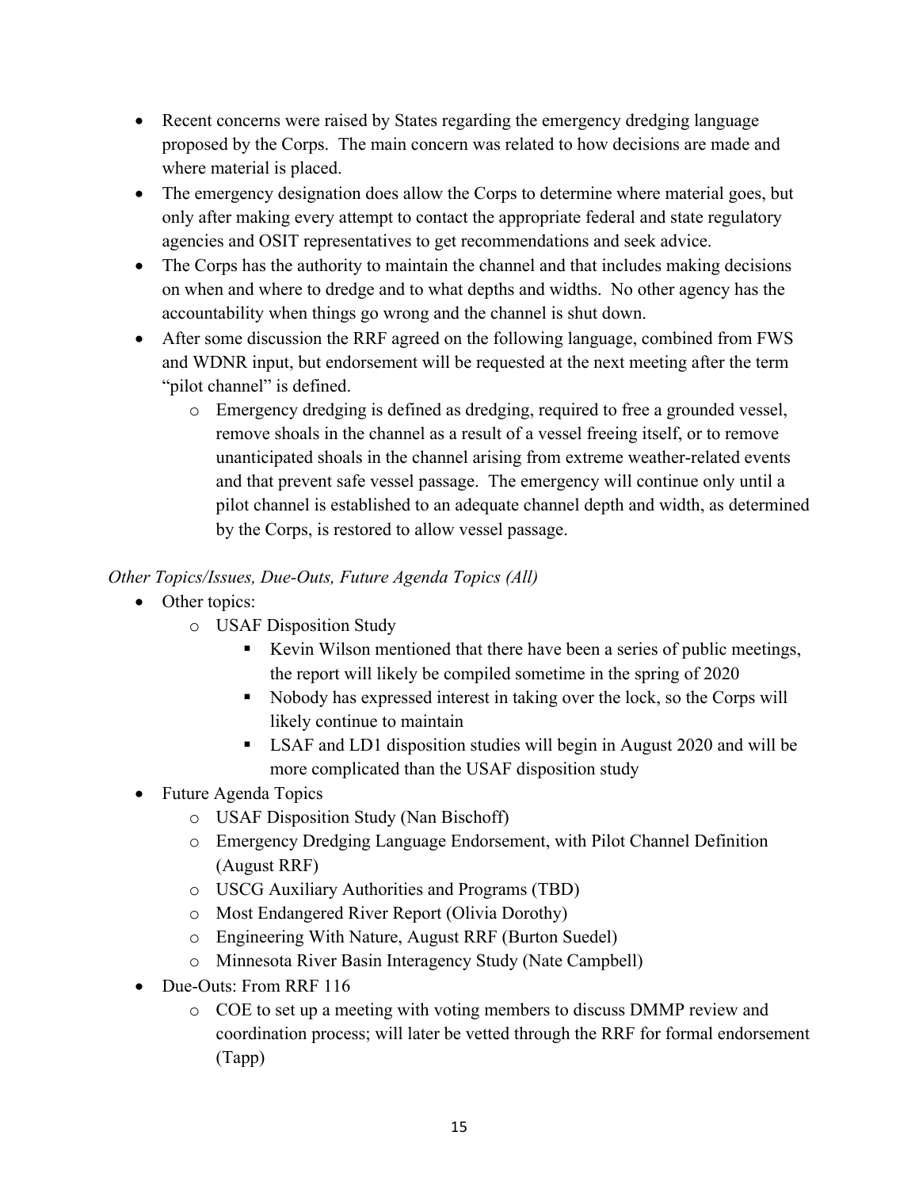- Recent concerns were raised by States regarding the emergency dredging language proposed by the Corps. The main concern was related to how decisions are made and where material is placed.
- The emergency designation does allow the Corps to determine where material goes, but only after making every attempt to contact the appropriate federal and state regulatory agencies and OSIT representatives to get recommendations and seek advice.
- The Corps has the authority to maintain the channel and that includes making decisions on when and where to dredge and to what depths and widths. No other agency has the accountability when things go wrong and the channel is shut down.
- After some discussion the RRF agreed on the following language, combined from FWS and WDNR input, but endorsement will be requested at the next meeting after the term "pilot channel" is defined.
  - Emergency dredging is defined as dredging, required to free a grounded vessel, remove shoals in the channel as a result of a vessel freeing itself, or to remove unanticipated shoals in the channel arising from extreme weather-related events and that prevent safe vessel passage. The emergency will continue only until a pilot channel is established to an adequate channel depth and width, as determined by the Corps, is restored to allow vessel passage.

*Other Topics/Issues, Due-Outs, Future Agenda Topics (All)*

- Other topics:
  - USAF Disposition Study
    - Kevin Wilson mentioned that there have been a series of public meetings, the report will likely be compiled sometime in the spring of 2020
    - Nobody has expressed interest in taking over the lock, so the Corps will likely continue to maintain
    - LSAF and LD1 disposition studies will begin in August 2020 and will be more complicated than the USAF disposition study
- Future Agenda Topics
  - USAF Disposition Study (Nan Bischoff)
  - Emergency Dredging Language Endorsement, with Pilot Channel Definition (August RRF)
  - USCG Auxiliary Authorities and Programs (TBD)
  - Most Endangered River Report (Olivia Dorothy)
  - Engineering With Nature, August RRF (Burton Suedel)
  - Minnesota River Basin Interagency Study (Nate Campbell)
- Due-Outs: From RRF 116
  - COE to set up a meeting with voting members to discuss DMMP review and coordination process; will later be vetted through the RRF for formal endorsement (Tapp)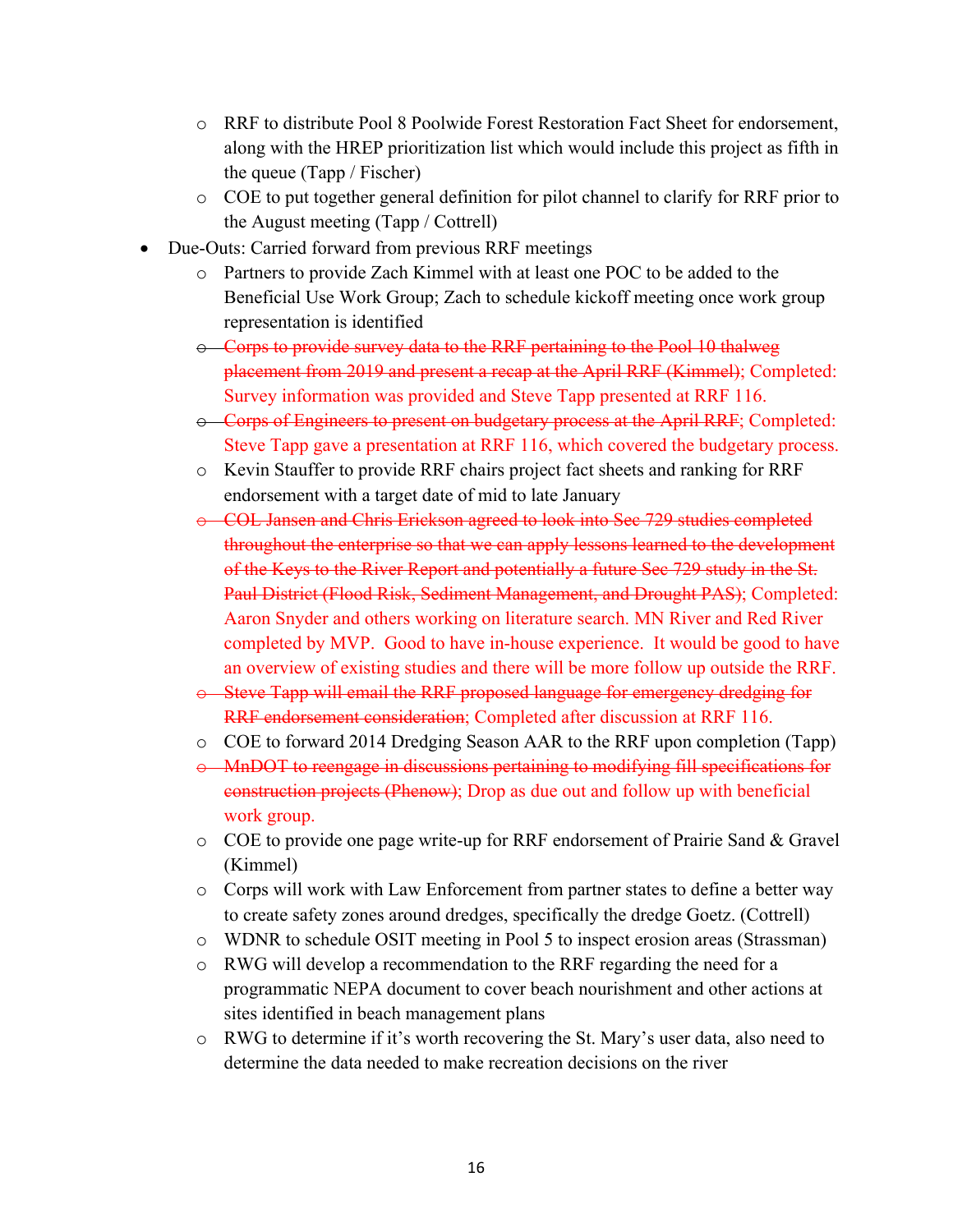- RRF to distribute Pool 8 Poolwide Forest Restoration Fact Sheet for endorsement, along with the HREP prioritization list which would include this project as fifth in the queue (Tapp / Fischer)
  - COE to put together general definition for pilot channel to clarify for RRF prior to the August meeting (Tapp / Cottrell)
- Due-Outs: Carried forward from previous RRF meetings
  - Partners to provide Zach Kimmel with at least one POC to be added to the Beneficial Use Work Group; Zach to schedule kickoff meeting once work group representation is identified
  - ~~Corps to provide survey data to the RRF pertaining to the Pool 10 thalweg placement from 2019 and present a recap at the April RRF (Kimmel)~~; Completed: Survey information was provided and Steve Tapp presented at RRF 116.
  - ~~Corps of Engineers to present on budgetary process at the April RRF~~; Completed: Steve Tapp gave a presentation at RRF 116, which covered the budgetary process.
  - Kevin Stauffer to provide RRF chairs project fact sheets and ranking for RRF endorsement with a target date of mid to late January
  - ~~COL Jansen and Chris Erickson agreed to look into Sec 729 studies completed throughout the enterprise so that we can apply lessons learned to the development of the Keys to the River Report and potentially a future Sec 729 study in the St. Paul District (Flood Risk, Sediment Management, and Drought PAS)~~; Completed: Aaron Snyder and others working on literature search. MN River and Red River completed by MVP. Good to have in-house experience. It would be good to have an overview of existing studies and there will be more follow up outside the RRF.
  - ~~Steve Tapp will email the RRF proposed language for emergency dredging for RRF endorsement consideration~~; Completed after discussion at RRF 116.
  - COE to forward 2014 Dredging Season AAR to the RRF upon completion (Tapp)
  - ~~MnDOT to reengage in discussions pertaining to modifying fill specifications for construction projects (Phenow)~~; Drop as due out and follow up with beneficial work group.
  - COE to provide one page write-up for RRF endorsement of Prairie Sand & Gravel (Kimmel)
  - Corps will work with Law Enforcement from partner states to define a better way to create safety zones around dredges, specifically the dredge Goetz. (Cottrell)
  - WDNR to schedule OSIT meeting in Pool 5 to inspect erosion areas (Strassman)
  - RWG will develop a recommendation to the RRF regarding the need for a programmatic NEPA document to cover beach nourishment and other actions at sites identified in beach management plans
  - RWG to determine if it's worth recovering the St. Mary's user data, also need to determine the data needed to make recreation decisions on the river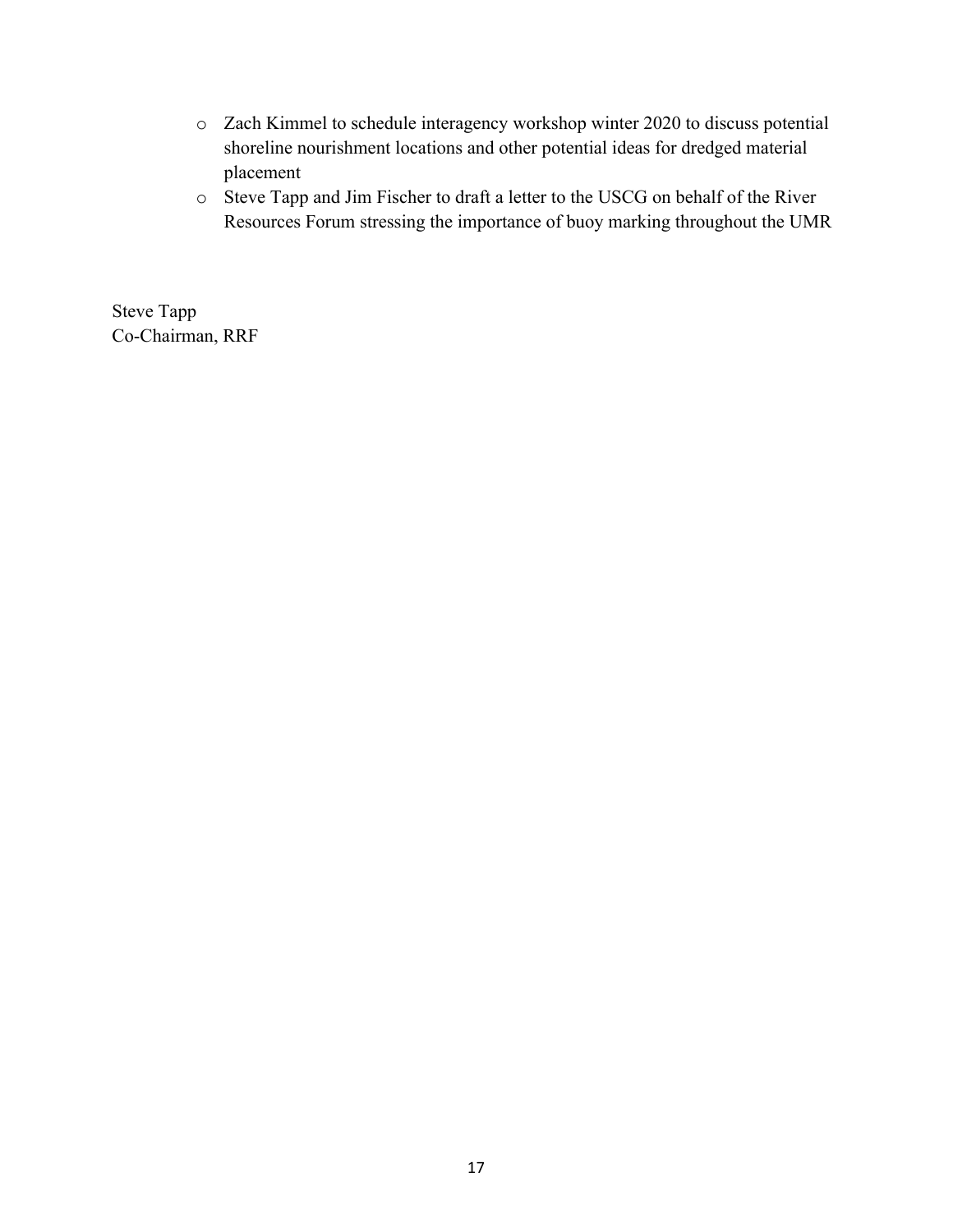- Zach Kimmel to schedule interagency workshop winter 2020 to discuss potential shoreline nourishment locations and other potential ideas for dredged material placement
- Steve Tapp and Jim Fischer to draft a letter to the USCG on behalf of the River Resources Forum stressing the importance of buoy marking throughout the UMR

Steve Tapp
Co-Chairman, RRF